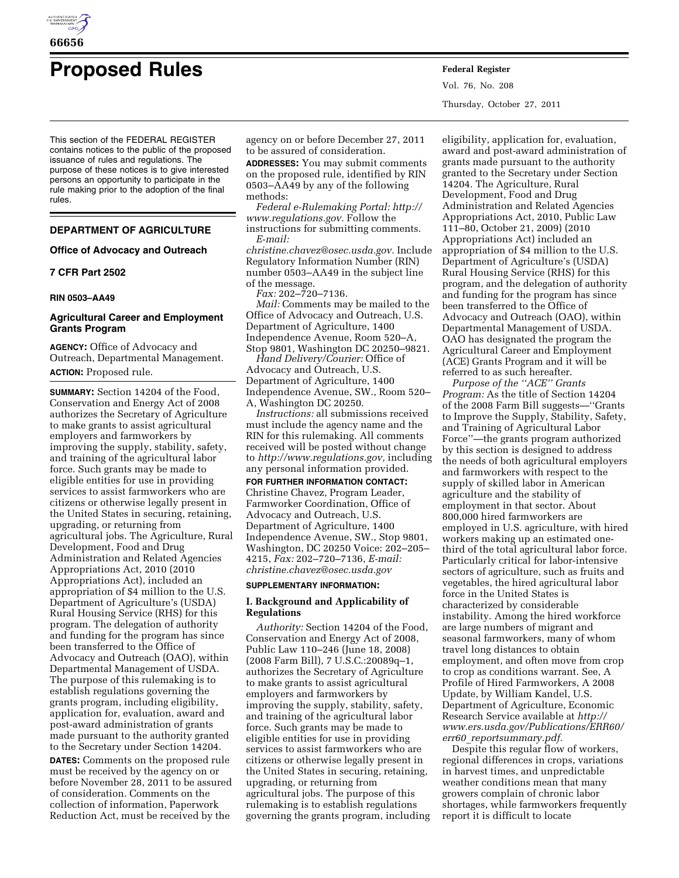# Proposed Rules

This section of the FEDERAL REGISTER contains notices to the public of the proposed issuance of rules and regulations. The purpose of these notices is to give interested persons an opportunity to participate in the rule making prior to the adoption of the final rules.

## DEPARTMENT OF AGRICULTURE

### Office of Advocacy and Outreach

### 7 CFR Part 2502

#### RIN 0503–AA49

### Agricultural Career and Employment Grants Program

**AGENCY:** Office of Advocacy and Outreach, Departmental Management.

**ACTION:** Proposed rule.

**SUMMARY:** Section 14204 of the Food, Conservation and Energy Act of 2008 authorizes the Secretary of Agriculture to make grants to assist agricultural employers and farmworkers by improving the supply, stability, safety, and training of the agricultural labor force. Such grants may be made to eligible entities for use in providing services to assist farmworkers who are citizens or otherwise legally present in the United States in securing, retaining, upgrading, or returning from agricultural jobs. The Agriculture, Rural Development, Food and Drug Administration and Related Agencies Appropriations Act, 2010 (2010 Appropriations Act), included an appropriation of $4 million to the U.S. Department of Agriculture's (USDA) Rural Housing Service (RHS) for this program. The delegation of authority and funding for the program has since been transferred to the Office of Advocacy and Outreach (OAO), within Departmental Management of USDA. The purpose of this rulemaking is to establish regulations governing the grants program, including eligibility, application for, evaluation, award and post-award administration of grants made pursuant to the authority granted to the Secretary under Section 14204.

**DATES:** Comments on the proposed rule must be received by the agency on or before November 28, 2011 to be assured of consideration. Comments on the collection of information, Paperwork Reduction Act, must be received by the agency on or before December 27, 2011 to be assured of consideration.

**ADDRESSES:** You may submit comments on the proposed rule, identified by RIN 0503–AA49 by any of the following methods:

*Federal e-Rulemaking Portal: http://www.regulations.gov.* Follow the instructions for submitting comments.

*E-mail: christine.chavez@osec.usda.gov.* Include Regulatory Information Number (RIN) number 0503–AA49 in the subject line of the message.

*Fax:* 202–720–7136.

*Mail:* Comments may be mailed to the Office of Advocacy and Outreach, U.S. Department of Agriculture, 1400 Independence Avenue, Room 520–A, Stop 9801, Washington DC 20250–9821.

*Hand Delivery/Courier:* Office of Advocacy and Outreach, U.S. Department of Agriculture, 1400 Independence Avenue, SW., Room 520–A, Washington DC 20250.

*Instructions:* all submissions received must include the agency name and the RIN for this rulemaking. All comments received will be posted without change to *http://www.regulations.gov,* including any personal information provided.

**FOR FURTHER INFORMATION CONTACT:** Christine Chavez, Program Leader, Farmworker Coordination, Office of Advocacy and Outreach, U.S. Department of Agriculture, 1400 Independence Avenue, SW., Stop 9801, Washington, DC 20250 Voice: 202–205–4215, *Fax:* 202–720–7136, *E-mail: christine.chavez@osec.usda.gov*

**SUPPLEMENTARY INFORMATION:**

### I. Background and Applicability of Regulations

*Authority:* Section 14204 of the Food, Conservation and Energy Act of 2008, Public Law 110–246 (June 18, 2008) (2008 Farm Bill), 7 U.S.C.:20089q–1, authorizes the Secretary of Agriculture to make grants to assist agricultural employers and farmworkers by improving the supply, stability, safety, and training of the agricultural labor force. Such grants may be made to eligible entities for use in providing services to assist farmworkers who are citizens or otherwise legally present in the United States in securing, retaining, upgrading, or returning from agricultural jobs. The purpose of this rulemaking is to establish regulations governing the grants program, including eligibility, application for, evaluation, award and post-award administration of grants made pursuant to the authority granted to the Secretary under Section 14204. The Agriculture, Rural Development, Food and Drug Administration and Related Agencies Appropriations Act, 2010, Public Law 111–80, October 21, 2009) (2010 Appropriations Act) included an appropriation of $4 million to the U.S. Department of Agriculture's (USDA) Rural Housing Service (RHS) for this program, and the delegation of authority and funding for the program has since been transferred to the Office of Advocacy and Outreach (OAO), within Departmental Management of USDA. OAO has designated the program the Agricultural Career and Employment (ACE) Grants Program and it will be referred to as such hereafter.

*Purpose of the "ACE" Grants Program:* As the title of Section 14204 of the 2008 Farm Bill suggests—"Grants to Improve the Supply, Stability, Safety, and Training of Agricultural Labor Force"—the grants program authorized by this section is designed to address the needs of both agricultural employers and farmworkers with respect to the supply of skilled labor in American agriculture and the stability of employment in that sector. About 800,000 hired farmworkers are employed in U.S. agriculture, with hired workers making up an estimated one-third of the total agricultural labor force. Particularly critical for labor-intensive sectors of agriculture, such as fruits and vegetables, the hired agricultural labor force in the United States is characterized by considerable instability. Among the hired workforce are large numbers of migrant and seasonal farmworkers, many of whom travel long distances to obtain employment, and often move from crop to crop as conditions warrant. See, A Profile of Hired Farmworkers, A 2008 Update, by William Kandel, U.S. Department of Agriculture, Economic Research Service available at *http://www.ers.usda.gov/Publications/ERR60/err60_reportsummary.pdf.*

Despite this regular flow of workers, regional differences in crops, variations in harvest times, and unpredictable weather conditions mean that many growers complain of chronic labor shortages, while farmworkers frequently report it is difficult to locate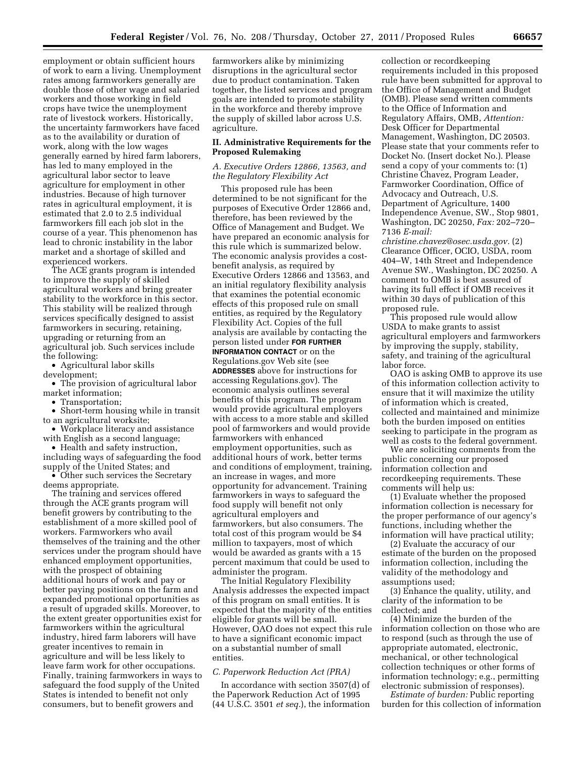employment or obtain sufficient hours of work to earn a living. Unemployment rates among farmworkers generally are double those of other wage and salaried workers and those working in field crops have twice the unemployment rate of livestock workers. Historically, the uncertainty farmworkers have faced as to the availability or duration of work, along with the low wages generally earned by hired farm laborers, has led to many employed in the agricultural labor sector to leave agriculture for employment in other industries. Because of high turnover rates in agricultural employment, it is estimated that 2.0 to 2.5 individual farmworkers fill each job slot in the course of a year. This phenomenon has lead to chronic instability in the labor market and a shortage of skilled and experienced workers.

The ACE grants program is intended to improve the supply of skilled agricultural workers and bring greater stability to the workforce in this sector. This stability will be realized through services specifically designed to assist farmworkers in securing, retaining, upgrading or returning from an agricultural job. Such services include the following:

- Agricultural labor skills development;
- The provision of agricultural labor market information;
- Transportation;
- Short-term housing while in transit to an agricultural worksite;
- Workplace literacy and assistance with English as a second language;
- Health and safety instruction, including ways of safeguarding the food supply of the United States; and
- Other such services the Secretary deems appropriate.

The training and services offered through the ACE grants program will benefit growers by contributing to the establishment of a more skilled pool of workers. Farmworkers who avail themselves of the training and the other services under the program should have enhanced employment opportunities, with the prospect of obtaining additional hours of work and pay or better paying positions on the farm and expanded promotional opportunities as a result of upgraded skills. Moreover, to the extent greater opportunities exist for farmworkers within the agricultural industry, hired farm laborers will have greater incentives to remain in agriculture and will be less likely to leave farm work for other occupations. Finally, training farmworkers in ways to safeguard the food supply of the United States is intended to benefit not only consumers, but to benefit growers and farmworkers alike by minimizing disruptions in the agricultural sector due to product contamination. Taken together, the listed services and program goals are intended to promote stability in the workforce and thereby improve the supply of skilled labor across U.S. agriculture.

## II. Administrative Requirements for the Proposed Rulemaking

### *A. Executive Orders 12866, 13563, and the Regulatory Flexibility Act*

This proposed rule has been determined to be not significant for the purposes of Executive Order 12866 and, therefore, has been reviewed by the Office of Management and Budget. We have prepared an economic analysis for this rule which is summarized below. The economic analysis provides a cost-benefit analysis, as required by Executive Orders 12866 and 13563, and an initial regulatory flexibility analysis that examines the potential economic effects of this proposed rule on small entities, as required by the Regulatory Flexibility Act. Copies of the full analysis are available by contacting the person listed under **FOR FURTHER INFORMATION CONTACT** or on the Regulations.gov Web site (see **ADDRESSES** above for instructions for accessing Regulations.gov). The economic analysis outlines several benefits of this program. The program would provide agricultural employers with access to a more stable and skilled pool of farmworkers and would provide farmworkers with enhanced employment opportunities, such as additional hours of work, better terms and conditions of employment, training, an increase in wages, and more opportunity for advancement. Training farmworkers in ways to safeguard the food supply will benefit not only agricultural employers and farmworkers, but also consumers. The total cost of this program would be $4 million to taxpayers, most of which would be awarded as grants with a 15 percent maximum that could be used to administer the program.

The Initial Regulatory Flexibility Analysis addresses the expected impact of this program on small entities. It is expected that the majority of the entities eligible for grants will be small. However, OAO does not expect this rule to have a significant economic impact on a substantial number of small entities.

### *C. Paperwork Reduction Act (PRA)*

In accordance with section 3507(d) of the Paperwork Reduction Act of 1995 (44 U.S.C. 3501 *et seq.*), the information collection or recordkeeping requirements included in this proposed rule have been submitted for approval to the Office of Management and Budget (OMB). Please send written comments to the Office of Information and Regulatory Affairs, OMB, *Attention:* Desk Officer for Departmental Management, Washington, DC 20503. Please state that your comments refer to Docket No. (Insert docket No.). Please send a copy of your comments to: (1) Christine Chavez, Program Leader, Farmworker Coordination, Office of Advocacy and Outreach, U.S. Department of Agriculture, 1400 Independence Avenue, SW., Stop 9801, Washington, DC 20250, *Fax:* 202–720–7136 *E-mail: christine.chavez@osec.usda.gov.* (2) Clearance Officer, OCIO, USDA, room 404–W, 14th Street and Independence Avenue SW., Washington, DC 20250. A comment to OMB is best assured of having its full effect if OMB receives it within 30 days of publication of this proposed rule.

This proposed rule would allow USDA to make grants to assist agricultural employers and farmworkers by improving the supply, stability, safety, and training of the agricultural labor force.

OAO is asking OMB to approve its use of this information collection activity to ensure that it will maximize the utility of information which is created, collected and maintained and minimize both the burden imposed on entities seeking to participate in the program as well as costs to the federal government.

We are soliciting comments from the public concerning our proposed information collection and recordkeeping requirements. These comments will help us:

(1) Evaluate whether the proposed information collection is necessary for the proper performance of our agency's functions, including whether the information will have practical utility;

(2) Evaluate the accuracy of our estimate of the burden on the proposed information collection, including the validity of the methodology and assumptions used;

(3) Enhance the quality, utility, and clarity of the information to be collected; and

(4) Minimize the burden of the information collection on those who are to respond (such as through the use of appropriate automated, electronic, mechanical, or other technological collection techniques or other forms of information technology; e.g., permitting electronic submission of responses).

*Estimate of burden:* Public reporting burden for this collection of information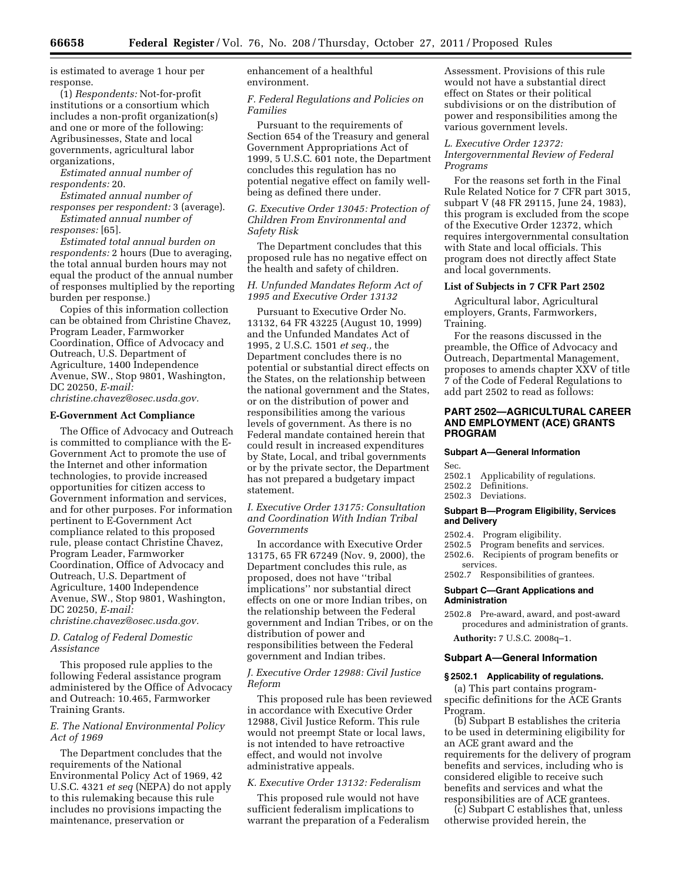is estimated to average 1 hour per response.

(1) *Respondents:* Not-for-profit institutions or a consortium which includes a non-profit organization(s) and one or more of the following: Agribusinesses, State and local governments, agricultural labor organizations,

*Estimated annual number of respondents:* 20.

*Estimated annual number of responses per respondent:* 3 (average).

*Estimated annual number of responses:* [65].

*Estimated total annual burden on respondents:* 2 hours (Due to averaging, the total annual burden hours may not equal the product of the annual number of responses multiplied by the reporting burden per response.)

Copies of this information collection can be obtained from Christine Chavez, Program Leader, Farmworker Coordination, Office of Advocacy and Outreach, U.S. Department of Agriculture, 1400 Independence Avenue, SW., Stop 9801, Washington, DC 20250, *E-mail: christine.chavez@osec.usda.gov.*

**E-Government Act Compliance**

The Office of Advocacy and Outreach is committed to compliance with the E-Government Act to promote the use of the Internet and other information technologies, to provide increased opportunities for citizen access to Government information and services, and for other purposes. For information pertinent to E-Government Act compliance related to this proposed rule, please contact Christine Chavez, Program Leader, Farmworker Coordination, Office of Advocacy and Outreach, U.S. Department of Agriculture, 1400 Independence Avenue, SW., Stop 9801, Washington, DC 20250, *E-mail: christine.chavez@osec.usda.gov.*

*D. Catalog of Federal Domestic Assistance*

This proposed rule applies to the following Federal assistance program administered by the Office of Advocacy and Outreach: 10.465, Farmworker Training Grants.

*E. The National Environmental Policy Act of 1969*

The Department concludes that the requirements of the National Environmental Policy Act of 1969, 42 U.S.C. 4321 *et seq* (NEPA) do not apply to this rulemaking because this rule includes no provisions impacting the maintenance, preservation or enhancement of a healthful environment.

*F. Federal Regulations and Policies on Families*

Pursuant to the requirements of Section 654 of the Treasury and general Government Appropriations Act of 1999, 5 U.S.C. 601 note, the Department concludes this regulation has no potential negative effect on family well-being as defined there under.

*G. Executive Order 13045: Protection of Children From Environmental and Safety Risk*

The Department concludes that this proposed rule has no negative effect on the health and safety of children.

*H. Unfunded Mandates Reform Act of 1995 and Executive Order 13132*

Pursuant to Executive Order No. 13132, 64 FR 43225 (August 10, 1999) and the Unfunded Mandates Act of 1995, 2 U.S.C. 1501 *et seq.,* the Department concludes there is no potential or substantial direct effects on the States, on the relationship between the national government and the States, or on the distribution of power and responsibilities among the various levels of government. As there is no Federal mandate contained herein that could result in increased expenditures by State, Local, and tribal governments or by the private sector, the Department has not prepared a budgetary impact statement.

*I. Executive Order 13175: Consultation and Coordination With Indian Tribal Governments*

In accordance with Executive Order 13175, 65 FR 67249 (Nov. 9, 2000), the Department concludes this rule, as proposed, does not have ''tribal implications'' nor substantial direct effects on one or more Indian tribes, on the relationship between the Federal government and Indian Tribes, or on the distribution of power and responsibilities between the Federal government and Indian tribes.

*J. Executive Order 12988: Civil Justice Reform*

This proposed rule has been reviewed in accordance with Executive Order 12988, Civil Justice Reform. This rule would not preempt State or local laws, is not intended to have retroactive effect, and would not involve administrative appeals.

*K. Executive Order 13132: Federalism*

This proposed rule would not have sufficient federalism implications to warrant the preparation of a Federalism Assessment. Provisions of this rule would not have a substantial direct effect on States or their political subdivisions or on the distribution of power and responsibilities among the various government levels.

*L. Executive Order 12372: Intergovernmental Review of Federal Programs*

For the reasons set forth in the Final Rule Related Notice for 7 CFR part 3015, subpart V (48 FR 29115, June 24, 1983), this program is excluded from the scope of the Executive Order 12372, which requires intergovernmental consultation with State and local officials. This program does not directly affect State and local governments.

**List of Subjects in 7 CFR Part 2502**

Agricultural labor, Agricultural employers, Grants, Farmworkers, Training.

For the reasons discussed in the preamble, the Office of Advocacy and Outreach, Departmental Management, proposes to amends chapter XXV of title 7 of the Code of Federal Regulations to add part 2502 to read as follows:

## PART 2502—AGRICULTURAL CAREER AND EMPLOYMENT (ACE) GRANTS PROGRAM

**Subpart A—General Information**

Sec.
2502.1 Applicability of regulations.
2502.2 Definitions.
2502.3 Deviations.

**Subpart B—Program Eligibility, Services and Delivery**

2502.4. Program eligibility.
2502.5 Program benefits and services.
2502.6. Recipients of program benefits or services.
2502.7 Responsibilities of grantees.

**Subpart C—Grant Applications and Administration**

2502.8 Pre-award, award, and post-award procedures and administration of grants.

**Authority:** 7 U.S.C. 2008q–1.

### Subpart A—General Information

**§ 2502.1 Applicability of regulations.**

(a) This part contains program-specific definitions for the ACE Grants Program.

(b) Subpart B establishes the criteria to be used in determining eligibility for an ACE grant award and the requirements for the delivery of program benefits and services, including who is considered eligible to receive such benefits and services and what the responsibilities are of ACE grantees.

(c) Subpart C establishes that, unless otherwise provided herein, the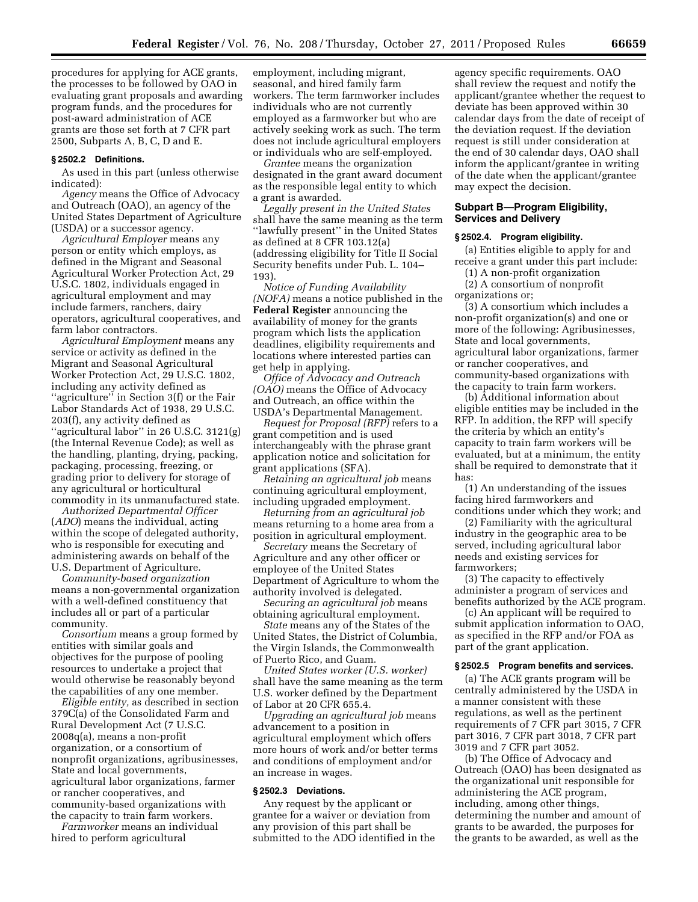procedures for applying for ACE grants, the processes to be followed by OAO in evaluating grant proposals and awarding program funds, and the procedures for post-award administration of ACE grants are those set forth at 7 CFR part 2500, Subparts A, B, C, D and E.

### § 2502.2 Definitions.

As used in this part (unless otherwise indicated):

*Agency* means the Office of Advocacy and Outreach (OAO), an agency of the United States Department of Agriculture (USDA) or a successor agency.

*Agricultural Employer* means any person or entity which employs, as defined in the Migrant and Seasonal Agricultural Worker Protection Act, 29 U.S.C. 1802, individuals engaged in agricultural employment and may include farmers, ranchers, dairy operators, agricultural cooperatives, and farm labor contractors.

*Agricultural Employment* means any service or activity as defined in the Migrant and Seasonal Agricultural Worker Protection Act, 29 U.S.C. 1802, including any activity defined as ''agriculture'' in Section 3(f) or the Fair Labor Standards Act of 1938, 29 U.S.C. 203(f), any activity defined as ''agricultural labor'' in 26 U.S.C. 3121(g) (the Internal Revenue Code); as well as the handling, planting, drying, packing, packaging, processing, freezing, or grading prior to delivery for storage of any agricultural or horticultural commodity in its unmanufactured state.

*Authorized Departmental Officer* (*ADO*) means the individual, acting within the scope of delegated authority, who is responsible for executing and administering awards on behalf of the U.S. Department of Agriculture.

*Community-based organization* means a non-governmental organization with a well-defined constituency that includes all or part of a particular community.

*Consortium* means a group formed by entities with similar goals and objectives for the purpose of pooling resources to undertake a project that would otherwise be reasonably beyond the capabilities of any one member.

*Eligible entity,* as described in section 379C(a) of the Consolidated Farm and Rural Development Act (7 U.S.C. 2008q(a), means a non-profit organization, or a consortium of nonprofit organizations, agribusinesses, State and local governments, agricultural labor organizations, farmer or rancher cooperatives, and community-based organizations with the capacity to train farm workers.

*Farmworker* means an individual hired to perform agricultural employment, including migrant, seasonal, and hired family farm workers. The term farmworker includes individuals who are not currently employed as a farmworker but who are actively seeking work as such. The term does not include agricultural employers or individuals who are self-employed.

*Grantee* means the organization designated in the grant award document as the responsible legal entity to which a grant is awarded.

*Legally present in the United States* shall have the same meaning as the term ''lawfully present'' in the United States as defined at 8 CFR 103.12(a) (addressing eligibility for Title II Social Security benefits under Pub. L. 104–193).

*Notice of Funding Availability (NOFA)* means a notice published in the **Federal Register** announcing the availability of money for the grants program which lists the application deadlines, eligibility requirements and locations where interested parties can get help in applying.

*Office of Advocacy and Outreach (OAO)* means the Office of Advocacy and Outreach, an office within the USDA's Departmental Management.

*Request for Proposal (RFP)* refers to a grant competition and is used interchangeably with the phrase grant application notice and solicitation for grant applications (SFA).

*Retaining an agricultural job* means continuing agricultural employment, including upgraded employment.

*Returning from an agricultural job* means returning to a home area from a position in agricultural employment.

*Secretary* means the Secretary of Agriculture and any other officer or employee of the United States Department of Agriculture to whom the authority involved is delegated.

*Securing an agricultural job* means obtaining agricultural employment.

*State* means any of the States of the United States, the District of Columbia, the Virgin Islands, the Commonwealth of Puerto Rico, and Guam.

*United States worker (U.S. worker)* shall have the same meaning as the term U.S. worker defined by the Department of Labor at 20 CFR 655.4.

*Upgrading an agricultural job* means advancement to a position in agricultural employment which offers more hours of work and/or better terms and conditions of employment and/or an increase in wages.

### § 2502.3 Deviations.

Any request by the applicant or grantee for a waiver or deviation from any provision of this part shall be submitted to the ADO identified in the agency specific requirements. OAO shall review the request and notify the applicant/grantee whether the request to deviate has been approved within 30 calendar days from the date of receipt of the deviation request. If the deviation request is still under consideration at the end of 30 calendar days, OAO shall inform the applicant/grantee in writing of the date when the applicant/grantee may expect the decision.

## Subpart B—Program Eligibility, Services and Delivery

### § 2502.4. Program eligibility.

(a) Entities eligible to apply for and receive a grant under this part include:

(1) A non-profit organization

(2) A consortium of nonprofit organizations or;

(3) A consortium which includes a non-profit organization(s) and one or more of the following: Agribusinesses, State and local governments, agricultural labor organizations, farmer or rancher cooperatives, and community-based organizations with the capacity to train farm workers.

(b) Additional information about eligible entities may be included in the RFP. In addition, the RFP will specify the criteria by which an entity's capacity to train farm workers will be evaluated, but at a minimum, the entity shall be required to demonstrate that it has:

(1) An understanding of the issues facing hired farmworkers and conditions under which they work; and

(2) Familiarity with the agricultural industry in the geographic area to be served, including agricultural labor needs and existing services for farmworkers;

(3) The capacity to effectively administer a program of services and benefits authorized by the ACE program.

(c) An applicant will be required to submit application information to OAO, as specified in the RFP and/or FOA as part of the grant application.

### § 2502.5 Program benefits and services.

(a) The ACE grants program will be centrally administered by the USDA in a manner consistent with these regulations, as well as the pertinent requirements of 7 CFR part 3015, 7 CFR part 3016, 7 CFR part 3018, 7 CFR part 3019 and 7 CFR part 3052.

(b) The Office of Advocacy and Outreach (OAO) has been designated as the organizational unit responsible for administering the ACE program, including, among other things, determining the number and amount of grants to be awarded, the purposes for the grants to be awarded, as well as the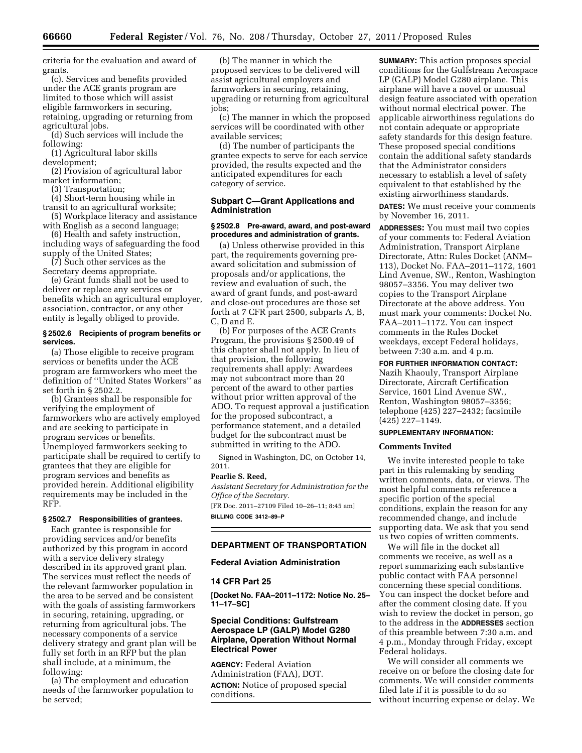criteria for the evaluation and award of grants.

(c). Services and benefits provided under the ACE grants program are limited to those which will assist eligible farmworkers in securing, retaining, upgrading or returning from agricultural jobs.

(d) Such services will include the following:

(1) Agricultural labor skills development;

(2) Provision of agricultural labor market information;

(3) Transportation;

(4) Short-term housing while in transit to an agricultural worksite;

(5) Workplace literacy and assistance with English as a second language;

(6) Health and safety instruction, including ways of safeguarding the food supply of the United States;

(7) Such other services as the Secretary deems appropriate.

(e) Grant funds shall not be used to deliver or replace any services or benefits which an agricultural employer, association, contractor, or any other entity is legally obliged to provide.

#### § 2502.6 Recipients of program benefits or services.

(a) Those eligible to receive program services or benefits under the ACE program are farmworkers who meet the definition of ''United States Workers'' as set forth in § 2502.2.

(b) Grantees shall be responsible for verifying the employment of farmworkers who are actively employed and are seeking to participate in program services or benefits. Unemployed farmworkers seeking to participate shall be required to certify to grantees that they are eligible for program services and benefits as provided herein. Additional eligibility requirements may be included in the RFP.

#### § 2502.7 Responsibilities of grantees.

Each grantee is responsible for providing services and/or benefits authorized by this program in accord with a service delivery strategy described in its approved grant plan. The services must reflect the needs of the relevant farmworker population in the area to be served and be consistent with the goals of assisting farmworkers in securing, retaining, upgrading, or returning from agricultural jobs. The necessary components of a service delivery strategy and grant plan will be fully set forth in an RFP but the plan shall include, at a minimum, the following:

(a) The employment and education needs of the farmworker population to be served;

(b) The manner in which the proposed services to be delivered will assist agricultural employers and farmworkers in securing, retaining, upgrading or returning from agricultural jobs;

(c) The manner in which the proposed services will be coordinated with other available services;

(d) The number of participants the grantee expects to serve for each service provided, the results expected and the anticipated expenditures for each category of service.

### Subpart C—Grant Applications and Administration

#### § 2502.8 Pre-award, award, and post-award procedures and administration of grants.

(a) Unless otherwise provided in this part, the requirements governing pre-award solicitation and submission of proposals and/or applications, the review and evaluation of such, the award of grant funds, and post-award and close-out procedures are those set forth at 7 CFR part 2500, subparts A, B, C, D and E.

(b) For purposes of the ACE Grants Program, the provisions § 2500.49 of this chapter shall not apply. In lieu of that provision, the following requirements shall apply: Awardees may not subcontract more than 20 percent of the award to other parties without prior written approval of the ADO. To request approval a justification for the proposed subcontract, a performance statement, and a detailed budget for the subcontract must be submitted in writing to the ADO.

Signed in Washington, DC, on October 14, 2011.

**Pearlie S. Reed,**

*Assistant Secretary for Administration for the Office of the Secretary.*

[FR Doc. 2011–27109 Filed 10–26–11; 8:45 am]

**BILLING CODE 3412–89–P**

## DEPARTMENT OF TRANSPORTATION

### Federal Aviation Administration

### 14 CFR Part 25

**[Docket No. FAA–2011–1172: Notice No. 25–11–17–SC]**

### Special Conditions: Gulfstream Aerospace LP (GALP) Model G280 Airplane, Operation Without Normal Electrical Power

**AGENCY:** Federal Aviation Administration (FAA), DOT.

**ACTION:** Notice of proposed special conditions.

**SUMMARY:** This action proposes special conditions for the Gulfstream Aerospace LP (GALP) Model G280 airplane. This airplane will have a novel or unusual design feature associated with operation without normal electrical power. The applicable airworthiness regulations do not contain adequate or appropriate safety standards for this design feature. These proposed special conditions contain the additional safety standards that the Administrator considers necessary to establish a level of safety equivalent to that established by the existing airworthiness standards.

**DATES:** We must receive your comments by November 16, 2011.

**ADDRESSES:** You must mail two copies of your comments to: Federal Aviation Administration, Transport Airplane Directorate, Attn: Rules Docket (ANM–113), Docket No. FAA–2011–1172, 1601 Lind Avenue, SW., Renton, Washington 98057–3356. You may deliver two copies to the Transport Airplane Directorate at the above address. You must mark your comments: Docket No. FAA–2011–1172. You can inspect comments in the Rules Docket weekdays, except Federal holidays, between 7:30 a.m. and 4 p.m.

**FOR FURTHER INFORMATION CONTACT:** Nazih Khaouly, Transport Airplane Directorate, Aircraft Certification Service, 1601 Lind Avenue SW., Renton, Washington 98057–3356; telephone (425) 227–2432; facsimile (425) 227–1149.

**SUPPLEMENTARY INFORMATION:**

#### Comments Invited

We invite interested people to take part in this rulemaking by sending written comments, data, or views. The most helpful comments reference a specific portion of the special conditions, explain the reason for any recommended change, and include supporting data. We ask that you send us two copies of written comments.

We will file in the docket all comments we receive, as well as a report summarizing each substantive public contact with FAA personnel concerning these special conditions. You can inspect the docket before and after the comment closing date. If you wish to review the docket in person, go to the address in the **ADDRESSES** section of this preamble between 7:30 a.m. and 4 p.m., Monday through Friday, except Federal holidays.

We will consider all comments we receive on or before the closing date for comments. We will consider comments filed late if it is possible to do so without incurring expense or delay. We